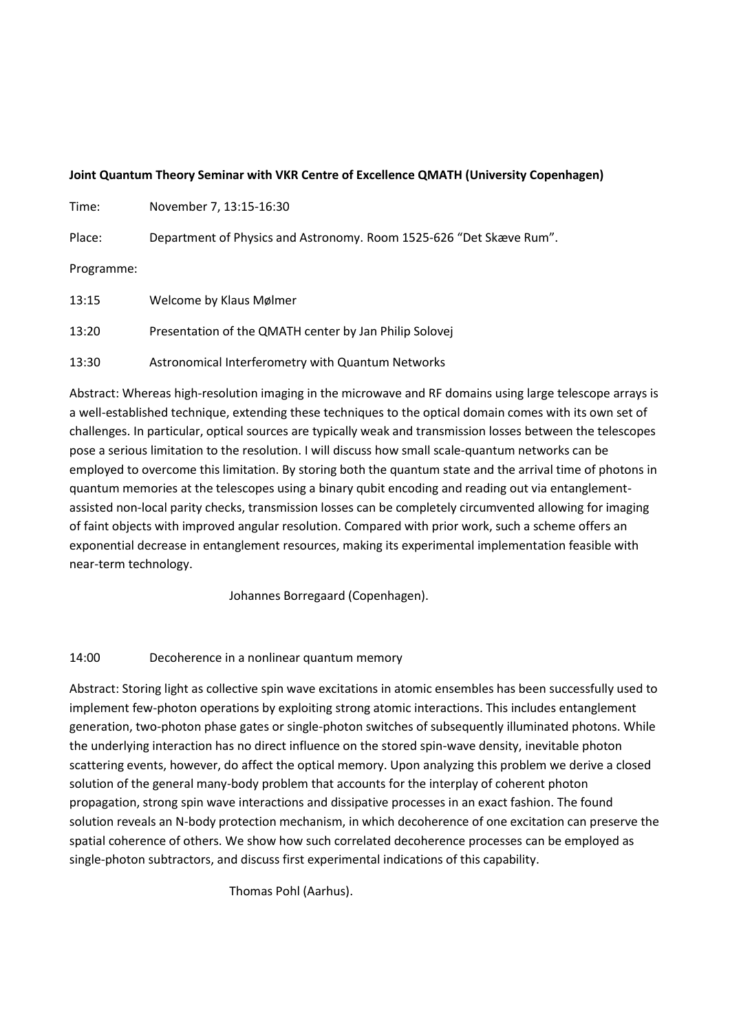**Joint Quantum Theory Seminar with VKR Centre of Excellence QMATH (University Copenhagen)**

Time: November 7, 13:15-16:30

Place: Department of Physics and Astronomy. Room 1525-626 "Det Skæve Rum".

Programme:

13:15 Welcome by Klaus Mølmer

13:20 Presentation of the QMATH center by Jan Philip Solovej

13:30 Astronomical Interferometry with Quantum Networks

Abstract: Whereas high-resolution imaging in the microwave and RF domains using large telescope arrays is a well-established technique, extending these techniques to the optical domain comes with its own set of challenges. In particular, optical sources are typically weak and transmission losses between the telescopes pose a serious limitation to the resolution. I will discuss how small scale-quantum networks can be employed to overcome this limitation. By storing both the quantum state and the arrival time of photons in quantum memories at the telescopes using a binary qubit encoding and reading out via entanglement-assisted non-local parity checks, transmission losses can be completely circumvented allowing for imaging of faint objects with improved angular resolution. Compared with prior work, such a scheme offers an exponential decrease in entanglement resources, making its experimental implementation feasible with near-term technology.

Johannes Borregaard (Copenhagen).

14:00 Decoherence in a nonlinear quantum memory

Abstract: Storing light as collective spin wave excitations in atomic ensembles has been successfully used to implement few-photon operations by exploiting strong atomic interactions. This includes entanglement generation, two-photon phase gates or single-photon switches of subsequently illuminated photons. While the underlying interaction has no direct influence on the stored spin-wave density, inevitable photon scattering events, however, do affect the optical memory. Upon analyzing this problem we derive a closed solution of the general many-body problem that accounts for the interplay of coherent photon propagation, strong spin wave interactions and dissipative processes in an exact fashion. The found solution reveals an N-body protection mechanism, in which decoherence of one excitation can preserve the spatial coherence of others. We show how such correlated decoherence processes can be employed as single-photon subtractors, and discuss first experimental indications of this capability.

Thomas Pohl (Aarhus).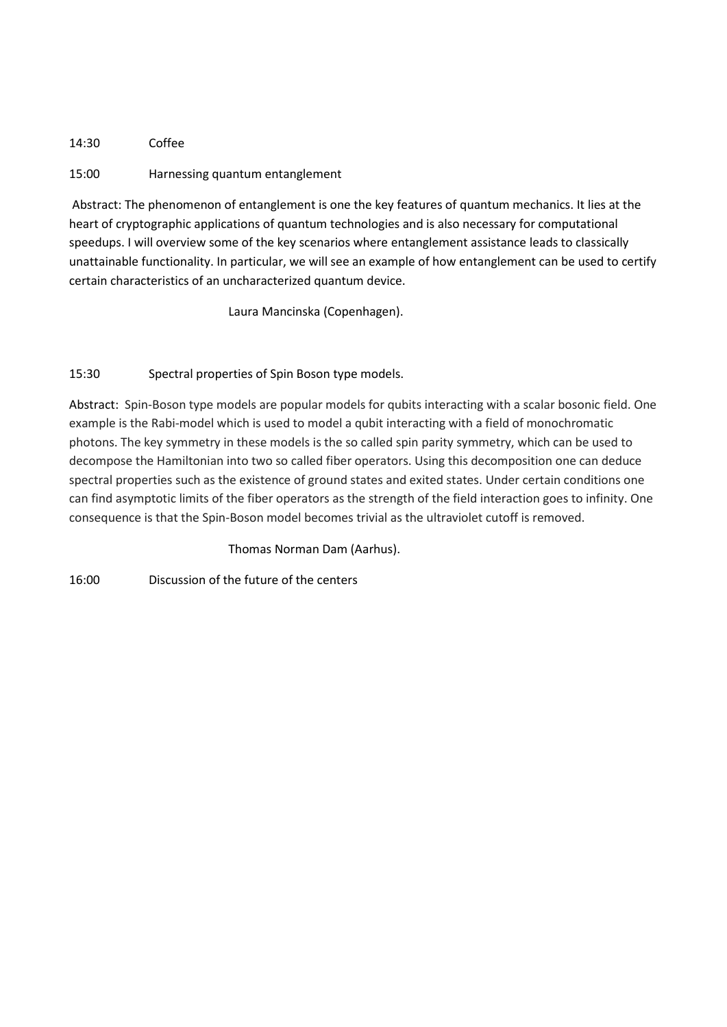14:30 Coffee

15:00 Harnessing quantum entanglement

Abstract: The phenomenon of entanglement is one the key features of quantum mechanics. It lies at the heart of cryptographic applications of quantum technologies and is also necessary for computational speedups. I will overview some of the key scenarios where entanglement assistance leads to classically unattainable functionality. In particular, we will see an example of how entanglement can be used to certify certain characteristics of an uncharacterized quantum device.

Laura Mancinska (Copenhagen).

15:30 Spectral properties of Spin Boson type models.

Abstract: Spin-Boson type models are popular models for qubits interacting with a scalar bosonic field. One example is the Rabi-model which is used to model a qubit interacting with a field of monochromatic photons. The key symmetry in these models is the so called spin parity symmetry, which can be used to decompose the Hamiltonian into two so called fiber operators. Using this decomposition one can deduce spectral properties such as the existence of ground states and exited states. Under certain conditions one can find asymptotic limits of the fiber operators as the strength of the field interaction goes to infinity. One consequence is that the Spin-Boson model becomes trivial as the ultraviolet cutoff is removed.

Thomas Norman Dam (Aarhus).

16:00 Discussion of the future of the centers